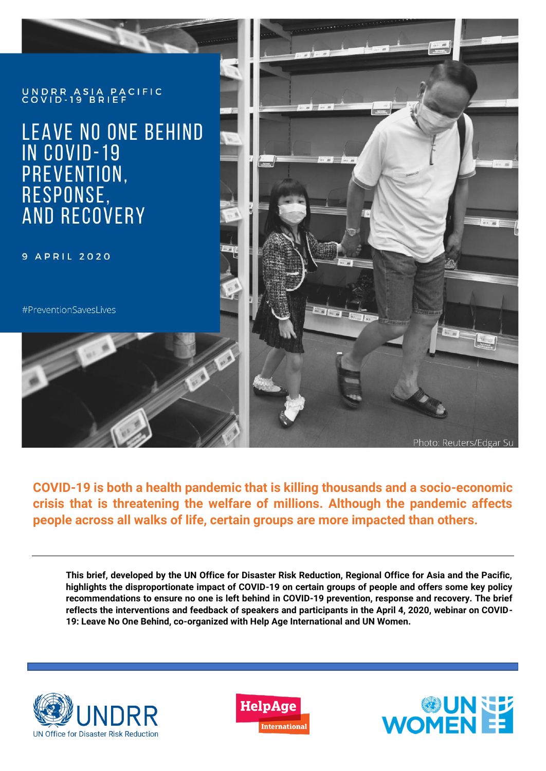UNDRR ASIA PACIFIC
COVID-19 BRIEF

# LEAVE NO ONE BEHIND IN COVID-19 PREVENTION, RESPONSE, AND RECOVERY

9 APRIL 2020

#PreventionSavesLives

Photo: Reuters/Edgar Su

**COVID-19 is both a health pandemic that is killing thousands and a socio-economic crisis that is threatening the welfare of millions. Although the pandemic affects people across all walks of life, certain groups are more impacted than others.**

---

**This brief, developed by the UN Office for Disaster Risk Reduction, Regional Office for Asia and the Pacific, highlights the disproportionate impact of COVID-19 on certain groups of people and offers some key policy recommendations to ensure no one is left behind in COVID-19 prevention, response and recovery. The brief reflects the interventions and feedback of speakers and participants in the April 4, 2020, webinar on COVID-19: Leave No One Behind, co-organized with Help Age International and UN Women.**

UNDRR – UN Office for Disaster Risk Reduction | HelpAge International | UN WOMEN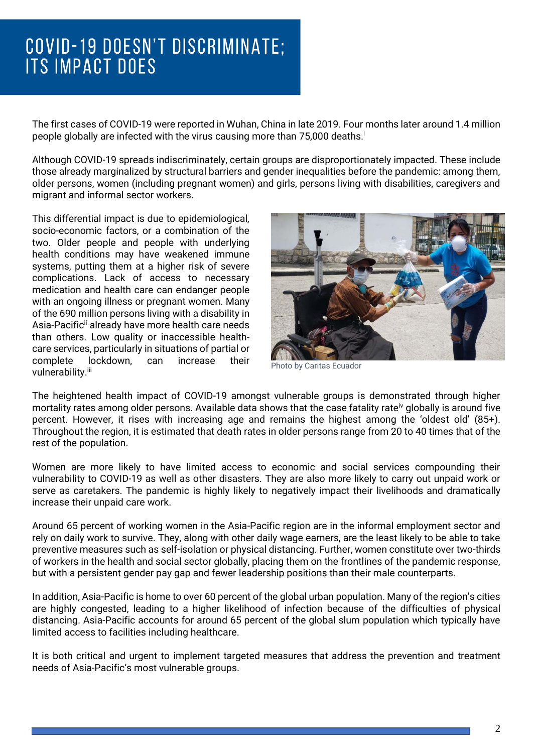# COVID-19 DOESN'T DISCRIMINATE; ITS IMPACT DOES

The first cases of COVID-19 were reported in Wuhan, China in late 2019. Four months later around 1.4 million people globally are infected with the virus causing more than 75,000 deaths.[i]

Although COVID-19 spreads indiscriminately, certain groups are disproportionately impacted. These include those already marginalized by structural barriers and gender inequalities before the pandemic: among them, older persons, women (including pregnant women) and girls, persons living with disabilities, caregivers and migrant and informal sector workers.

This differential impact is due to epidemiological, socio-economic factors, or a combination of the two. Older people and people with underlying health conditions may have weakened immune systems, putting them at a higher risk of severe complications. Lack of access to necessary medication and health care can endanger people with an ongoing illness or pregnant women. Many of the 690 million persons living with a disability in Asia-Pacific[ii] already have more health care needs than others. Low quality or inaccessible health-care services, particularly in situations of partial or complete lockdown, can increase their vulnerability.[iii]

Photo by Caritas Ecuador

The heightened health impact of COVID-19 amongst vulnerable groups is demonstrated through higher mortality rates among older persons. Available data shows that the case fatality rate[iv] globally is around five percent. However, it rises with increasing age and remains the highest among the 'oldest old' (85+). Throughout the region, it is estimated that death rates in older persons range from 20 to 40 times that of the rest of the population.

Women are more likely to have limited access to economic and social services compounding their vulnerability to COVID-19 as well as other disasters. They are also more likely to carry out unpaid work or serve as caretakers. The pandemic is highly likely to negatively impact their livelihoods and dramatically increase their unpaid care work.

Around 65 percent of working women in the Asia-Pacific region are in the informal employment sector and rely on daily work to survive. They, along with other daily wage earners, are the least likely to be able to take preventive measures such as self-isolation or physical distancing. Further, women constitute over two-thirds of workers in the health and social sector globally, placing them on the frontlines of the pandemic response, but with a persistent gender pay gap and fewer leadership positions than their male counterparts.

In addition, Asia-Pacific is home to over 60 percent of the global urban population. Many of the region's cities are highly congested, leading to a higher likelihood of infection because of the difficulties of physical distancing. Asia-Pacific accounts for around 65 percent of the global slum population which typically have limited access to facilities including healthcare.

It is both critical and urgent to implement targeted measures that address the prevention and treatment needs of Asia-Pacific's most vulnerable groups.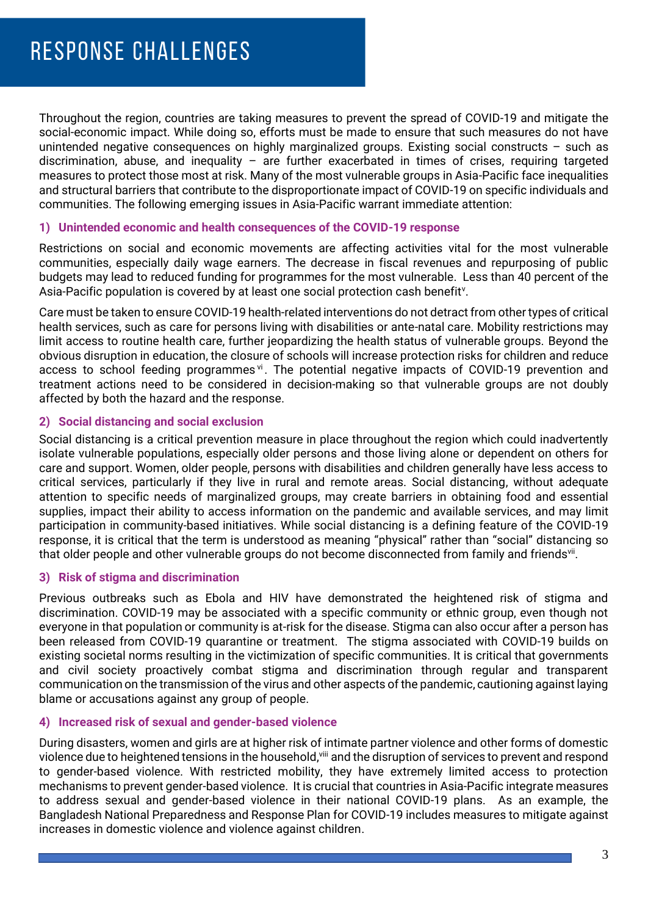# RESPONSE CHALLENGES

Throughout the region, countries are taking measures to prevent the spread of COVID-19 and mitigate the social-economic impact. While doing so, efforts must be made to ensure that such measures do not have unintended negative consequences on highly marginalized groups. Existing social constructs – such as discrimination, abuse, and inequality – are further exacerbated in times of crises, requiring targeted measures to protect those most at risk. Many of the most vulnerable groups in Asia-Pacific face inequalities and structural barriers that contribute to the disproportionate impact of COVID-19 on specific individuals and communities. The following emerging issues in Asia-Pacific warrant immediate attention:

### 1) Unintended economic and health consequences of the COVID-19 response

Restrictions on social and economic movements are affecting activities vital for the most vulnerable communities, especially daily wage earners. The decrease in fiscal revenues and repurposing of public budgets may lead to reduced funding for programmes for the most vulnerable. Less than 40 percent of the Asia-Pacific population is covered by at least one social protection cash benefit[v].

Care must be taken to ensure COVID-19 health-related interventions do not detract from other types of critical health services, such as care for persons living with disabilities or ante-natal care. Mobility restrictions may limit access to routine health care, further jeopardizing the health status of vulnerable groups. Beyond the obvious disruption in education, the closure of schools will increase protection risks for children and reduce access to school feeding programmes[vi]. The potential negative impacts of COVID-19 prevention and treatment actions need to be considered in decision-making so that vulnerable groups are not doubly affected by both the hazard and the response.

### 2) Social distancing and social exclusion

Social distancing is a critical prevention measure in place throughout the region which could inadvertently isolate vulnerable populations, especially older persons and those living alone or dependent on others for care and support. Women, older people, persons with disabilities and children generally have less access to critical services, particularly if they live in rural and remote areas. Social distancing, without adequate attention to specific needs of marginalized groups, may create barriers in obtaining food and essential supplies, impact their ability to access information on the pandemic and available services, and may limit participation in community-based initiatives. While social distancing is a defining feature of the COVID-19 response, it is critical that the term is understood as meaning "physical" rather than "social" distancing so that older people and other vulnerable groups do not become disconnected from family and friends[vii].

### 3) Risk of stigma and discrimination

Previous outbreaks such as Ebola and HIV have demonstrated the heightened risk of stigma and discrimination. COVID-19 may be associated with a specific community or ethnic group, even though not everyone in that population or community is at-risk for the disease. Stigma can also occur after a person has been released from COVID-19 quarantine or treatment. The stigma associated with COVID-19 builds on existing societal norms resulting in the victimization of specific communities. It is critical that governments and civil society proactively combat stigma and discrimination through regular and transparent communication on the transmission of the virus and other aspects of the pandemic, cautioning against laying blame or accusations against any group of people.

### 4) Increased risk of sexual and gender-based violence

During disasters, women and girls are at higher risk of intimate partner violence and other forms of domestic violence due to heightened tensions in the household,[viii] and the disruption of services to prevent and respond to gender-based violence. With restricted mobility, they have extremely limited access to protection mechanisms to prevent gender-based violence. It is crucial that countries in Asia-Pacific integrate measures to address sexual and gender-based violence in their national COVID-19 plans. As an example, the Bangladesh National Preparedness and Response Plan for COVID-19 includes measures to mitigate against increases in domestic violence and violence against children.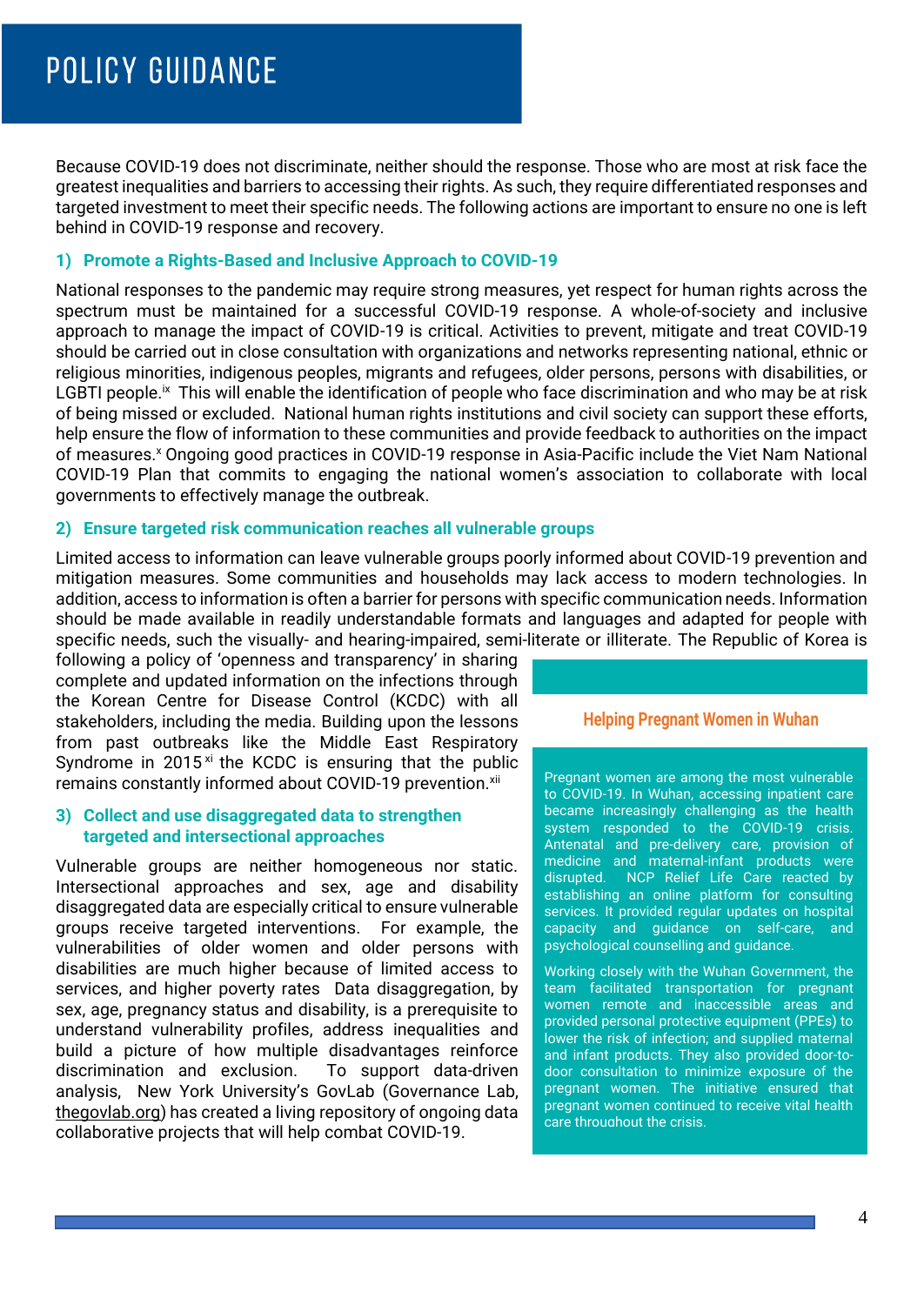# POLICY GUIDANCE

Because COVID-19 does not discriminate, neither should the response. Those who are most at risk face the greatest inequalities and barriers to accessing their rights. As such, they require differentiated responses and targeted investment to meet their specific needs. The following actions are important to ensure no one is left behind in COVID-19 response and recovery.

### 1) Promote a Rights-Based and Inclusive Approach to COVID-19

National responses to the pandemic may require strong measures, yet respect for human rights across the spectrum must be maintained for a successful COVID-19 response. A whole-of-society and inclusive approach to manage the impact of COVID-19 is critical. Activities to prevent, mitigate and treat COVID-19 should be carried out in close consultation with organizations and networks representing national, ethnic or religious minorities, indigenous peoples, migrants and refugees, older persons, persons with disabilities, or LGBTI people.[ix] This will enable the identification of people who face discrimination and who may be at risk of being missed or excluded. National human rights institutions and civil society can support these efforts, help ensure the flow of information to these communities and provide feedback to authorities on the impact of measures.[x] Ongoing good practices in COVID-19 response in Asia-Pacific include the Viet Nam National COVID-19 Plan that commits to engaging the national women's association to collaborate with local governments to effectively manage the outbreak.

### 2) Ensure targeted risk communication reaches all vulnerable groups

Limited access to information can leave vulnerable groups poorly informed about COVID-19 prevention and mitigation measures. Some communities and households may lack access to modern technologies. In addition, access to information is often a barrier for persons with specific communication needs. Information should be made available in readily understandable formats and languages and adapted for people with specific needs, such as the visually- and hearing-impaired, semi-literate or illiterate. The Republic of Korea is following a policy of 'openness and transparency' in sharing complete and updated information on the infections through the Korean Centre for Disease Control (KCDC) with all stakeholders, including the media. Building upon the lessons from past outbreaks like the Middle East Respiratory Syndrome in 2015[xi] the KCDC is ensuring that the public remains constantly informed about COVID-19 prevention.[xii]

### 3) Collect and use disaggregated data to strengthen targeted and intersectional approaches

Vulnerable groups are neither homogeneous nor static. Intersectional approaches and sex, age and disability disaggregated data are especially critical to ensure vulnerable groups receive targeted interventions. For example, the vulnerabilities of older women and older persons with disabilities are much higher because of limited access to services, and higher poverty rates Data disaggregation, by sex, age, pregnancy status and disability, is a prerequisite to understand vulnerability profiles, address inequalities and build a picture of how multiple disadvantages reinforce discrimination and exclusion. To support data-driven analysis, New York University's GovLab (Governance Lab, thegovlab.org) has created a living repository of ongoing data collaborative projects that will help combat COVID-19.

#### Helping Pregnant Women in Wuhan

Pregnant women are among the most vulnerable to COVID-19. In Wuhan, accessing inpatient care became increasingly challenging as the health system responded to the COVID-19 crisis. Antenatal and pre-delivery care, provision of medicine and maternal-infant products were disrupted. NCP Relief Life Care reacted by establishing an online platform for consulting services. It provided regular updates on hospital capacity and guidance on self-care, and psychological counselling and guidance.

Working closely with the Wuhan Government, the team facilitated transportation for pregnant women remote and inaccessible areas and provided personal protective equipment (PPEs) to lower the risk of infection; and supplied maternal and infant products. They also provided door-to-door consultation to minimize exposure of the pregnant women. The initiative ensured that pregnant women continued to receive vital health care throughout the crisis.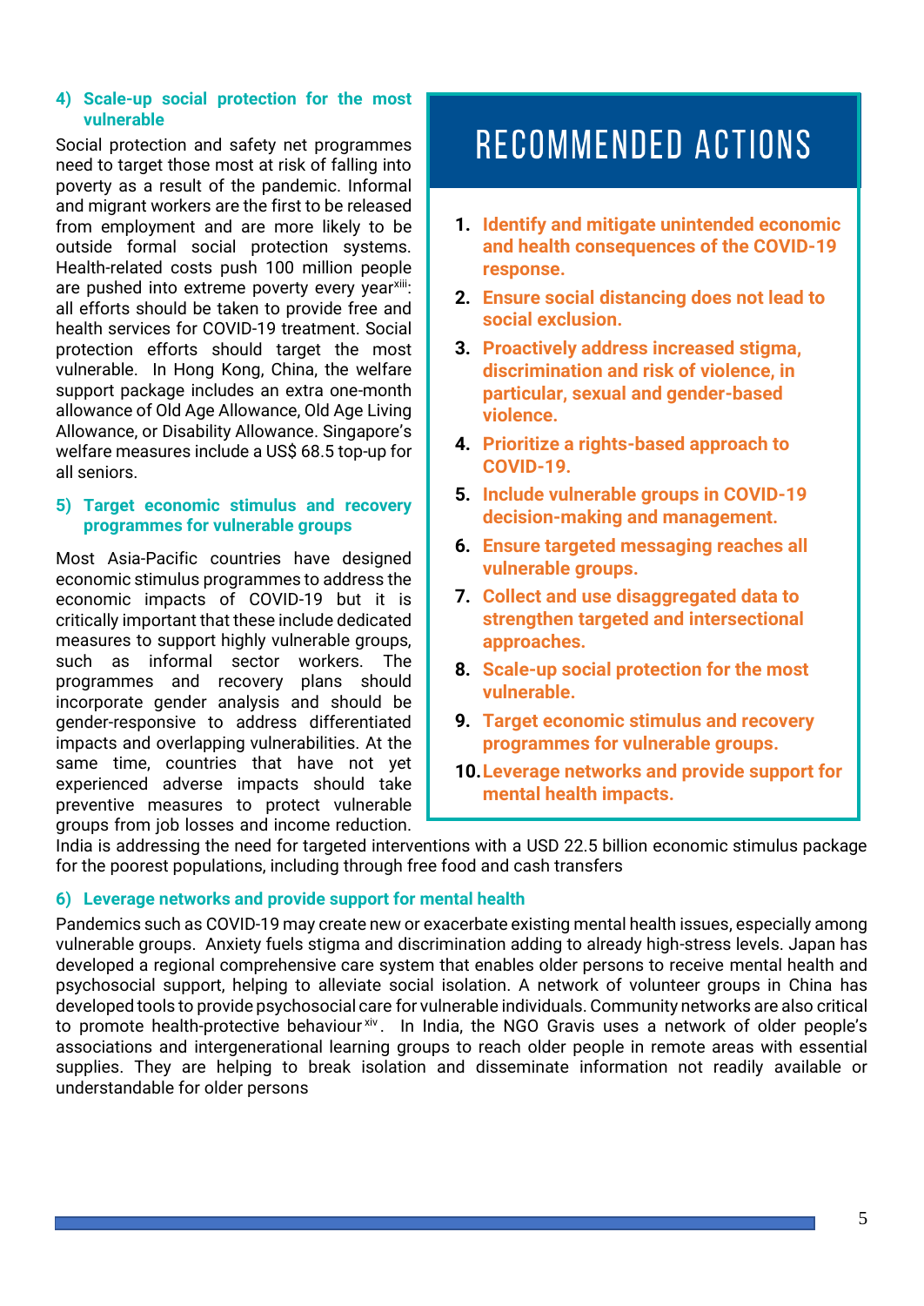#### 4) Scale-up social protection for the most vulnerable

Social protection and safety net programmes need to target those most at risk of falling into poverty as a result of the pandemic. Informal and migrant workers are the first to be released from employment and are more likely to be outside formal social protection systems. Health-related costs push 100 million people are pushed into extreme poverty every year[xiii]: all efforts should be taken to provide free and health services for COVID-19 treatment. Social protection efforts should target the most vulnerable. In Hong Kong, China, the welfare support package includes an extra one-month allowance of Old Age Allowance, Old Age Living Allowance, or Disability Allowance. Singapore's welfare measures include a US$ 68.5 top-up for all seniors.

#### 5) Target economic stimulus and recovery programmes for vulnerable groups

Most Asia-Pacific countries have designed economic stimulus programmes to address the economic impacts of COVID-19 but it is critically important that these include dedicated measures to support highly vulnerable groups, such as informal sector workers. The programmes and recovery plans should incorporate gender analysis and should be gender-responsive to address differentiated impacts and overlapping vulnerabilities. At the same time, countries that have not yet experienced adverse impacts should take preventive measures to protect vulnerable groups from job losses and income reduction. India is addressing the need for targeted interventions with a USD 22.5 billion economic stimulus package for the poorest populations, including through free food and cash transfers

## RECOMMENDED ACTIONS

1. **Identify and mitigate unintended economic and health consequences of the COVID-19 response.**
2. **Ensure social distancing does not lead to social exclusion.**
3. **Proactively address increased stigma, discrimination and risk of violence, in particular, sexual and gender-based violence.**
4. **Prioritize a rights-based approach to COVID-19.**
5. **Include vulnerable groups in COVID-19 decision-making and management.**
6. **Ensure targeted messaging reaches all vulnerable groups.**
7. **Collect and use disaggregated data to strengthen targeted and intersectional approaches.**
8. **Scale-up social protection for the most vulnerable.**
9. **Target economic stimulus and recovery programmes for vulnerable groups.**
10. **Leverage networks and provide support for mental health impacts.**

#### 6) Leverage networks and provide support for mental health

Pandemics such as COVID-19 may create new or exacerbate existing mental health issues, especially among vulnerable groups. Anxiety fuels stigma and discrimination adding to already high-stress levels. Japan has developed a regional comprehensive care system that enables older persons to receive mental health and psychosocial support, helping to alleviate social isolation. A network of volunteer groups in China has developed tools to provide psychosocial care for vulnerable individuals. Community networks are also critical to promote health-protective behaviour[xiv]. In India, the NGO Gravis uses a network of older people's associations and intergenerational learning groups to reach older people in remote areas with essential supplies. They are helping to break isolation and disseminate information not readily available or understandable for older persons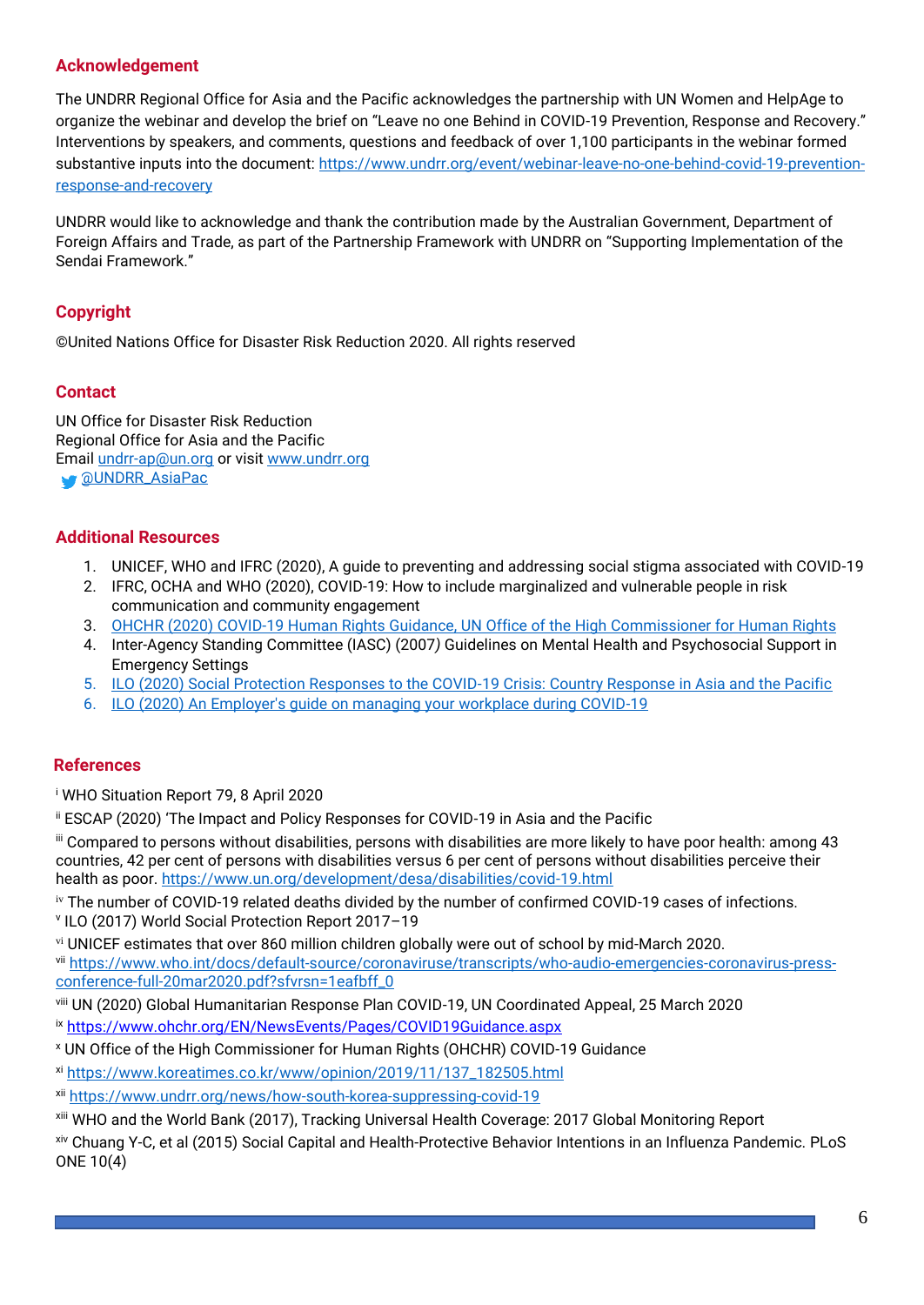## Acknowledgement

The UNDRR Regional Office for Asia and the Pacific acknowledges the partnership with UN Women and HelpAge to organize the webinar and develop the brief on "Leave no one Behind in COVID-19 Prevention, Response and Recovery." Interventions by speakers, and comments, questions and feedback of over 1,100 participants in the webinar formed substantive inputs into the document: https://www.undrr.org/event/webinar-leave-no-one-behind-covid-19-prevention-response-and-recovery

UNDRR would like to acknowledge and thank the contribution made by the Australian Government, Department of Foreign Affairs and Trade, as part of the Partnership Framework with UNDRR on "Supporting Implementation of the Sendai Framework."

## Copyright

©United Nations Office for Disaster Risk Reduction 2020. All rights reserved

## Contact

UN Office for Disaster Risk Reduction
Regional Office for Asia and the Pacific
Email undrr-ap@un.org or visit www.undrr.org
@UNDRR_AsiaPac

## Additional Resources

1. UNICEF, WHO and IFRC (2020), A guide to preventing and addressing social stigma associated with COVID-19
2. IFRC, OCHA and WHO (2020), COVID-19: How to include marginalized and vulnerable people in risk communication and community engagement
3. OHCHR (2020) COVID-19 Human Rights Guidance, UN Office of the High Commissioner for Human Rights
4. Inter-Agency Standing Committee (IASC) (2007) Guidelines on Mental Health and Psychosocial Support in Emergency Settings
5. ILO (2020) Social Protection Responses to the COVID-19 Crisis: Country Response in Asia and the Pacific
6. ILO (2020) An Employer's guide on managing your workplace during COVID-19

## References

[i] WHO Situation Report 79, 8 April 2020

[ii] ESCAP (2020) 'The Impact and Policy Responses for COVID-19 in Asia and the Pacific

[iii] Compared to persons without disabilities, persons with disabilities are more likely to have poor health: among 43 countries, 42 per cent of persons with disabilities versus 6 per cent of persons without disabilities perceive their health as poor. https://www.un.org/development/desa/disabilities/covid-19.html

[iv] The number of COVID-19 related deaths divided by the number of confirmed COVID-19 cases of infections.

[v] ILO (2017) World Social Protection Report 2017–19

[vi] UNICEF estimates that over 860 million children globally were out of school by mid-March 2020.

[vii] https://www.who.int/docs/default-source/coronaviruse/transcripts/who-audio-emergencies-coronavirus-press-conference-full-20mar2020.pdf?sfvrsn=1eafbff_0

[viii] UN (2020) Global Humanitarian Response Plan COVID-19, UN Coordinated Appeal, 25 March 2020

[ix] https://www.ohchr.org/EN/NewsEvents/Pages/COVID19Guidance.aspx

[x] UN Office of the High Commissioner for Human Rights (OHCHR) COVID-19 Guidance

[xi] https://www.koreatimes.co.kr/www/opinion/2019/11/137_182505.html

[xii] https://www.undrr.org/news/how-south-korea-suppressing-covid-19

[xiii] WHO and the World Bank (2017), Tracking Universal Health Coverage: 2017 Global Monitoring Report

[xiv] Chuang Y-C, et al (2015) Social Capital and Health-Protective Behavior Intentions in an Influenza Pandemic. PLoS ONE 10(4)